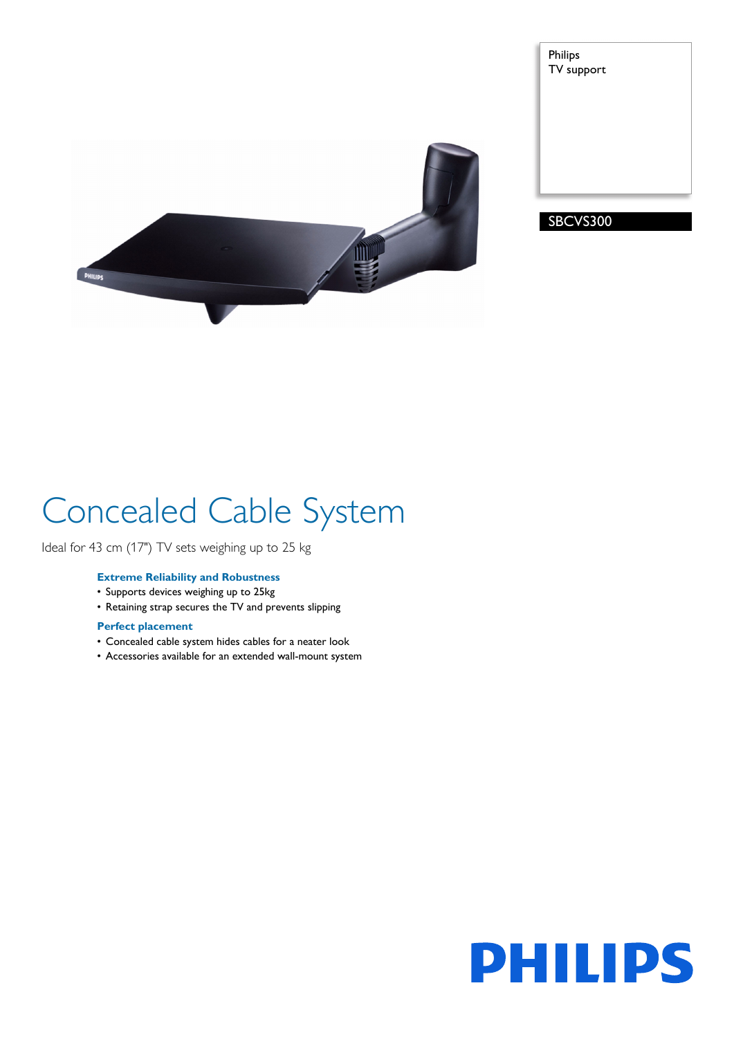Philips
TV support

SBCVS300

# Concealed Cable System

Ideal for 43 cm (17") TV sets weighing up to 25 kg

**Extreme Reliability and Robustness**

- Supports devices weighing up to 25kg
- Retaining strap secures the TV and prevents slipping

**Perfect placement**

- Concealed cable system hides cables for a neater look
- Accessories available for an extended wall-mount system

PHILIPS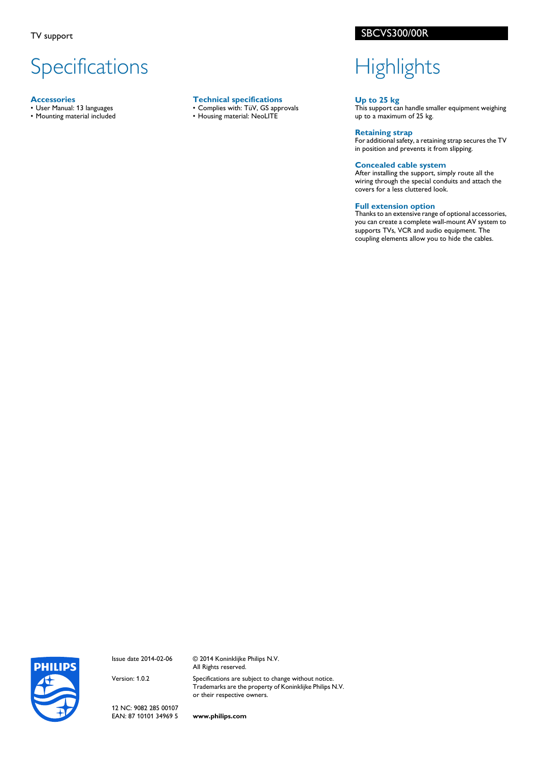TV support

# Specifications

### Accessories
- User Manual: 13 languages
- Mounting material included

### Technical specifications
- Complies with: TüV, GS approvals
- Housing material: NeoLITE

SBCVS300/00R

# Highlights

### Up to 25 kg
This support can handle smaller equipment weighing up to a maximum of 25 kg.

### Retaining strap
For additional safety, a retaining strap secures the TV in position and prevents it from slipping.

### Concealed cable system
After installing the support, simply route all the wiring through the special conduits and attach the covers for a less cluttered look.

### Full extension option
Thanks to an extensive range of optional accessories, you can create a complete wall-mount AV system to supports TVs, VCR and audio equipment. The coupling elements allow you to hide the cables.

Issue date 2014-02-06

Version: 1.0.2

12 NC: 9082 285 00107
EAN: 87 10101 34969 5

© 2014 Koninklijke Philips N.V.
All Rights reserved.

Specifications are subject to change without notice. Trademarks are the property of Koninklijke Philips N.V. or their respective owners.

**www.philips.com**